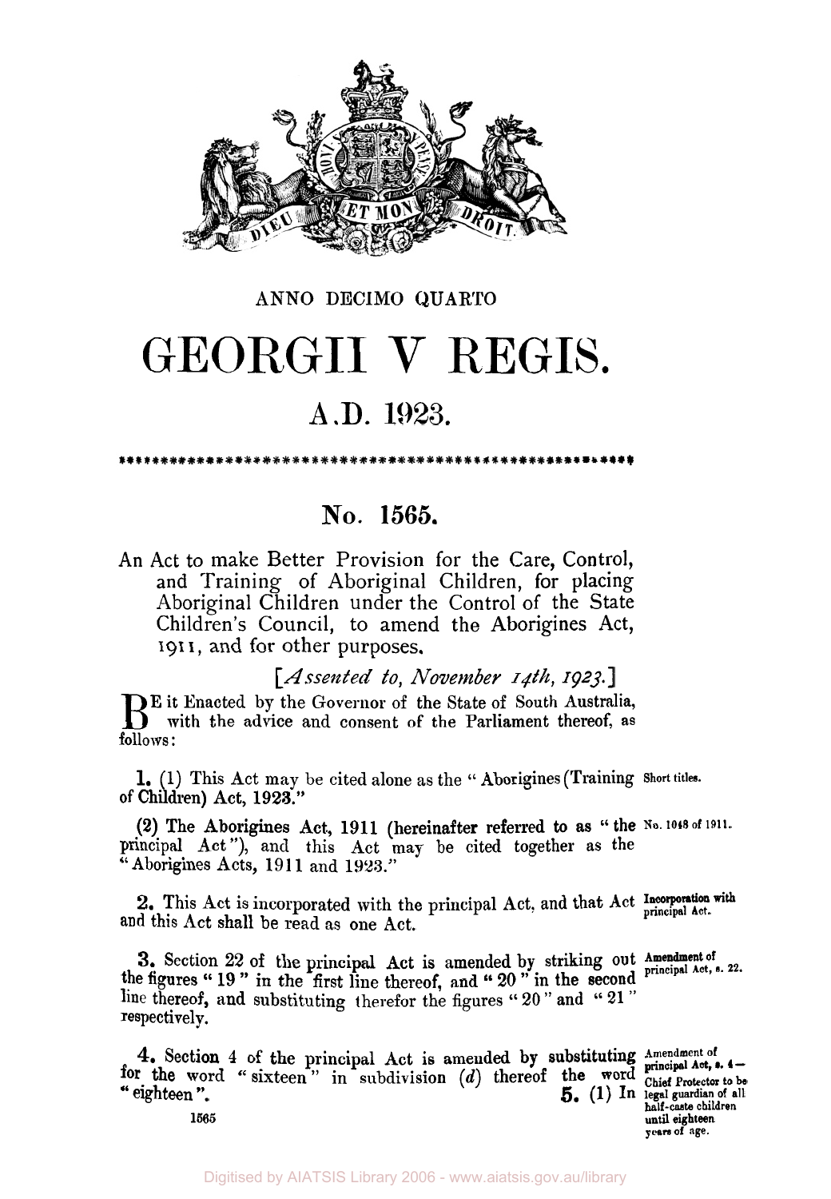ANNO DECIMO QUARTO

# GEORGII V REGIS.

## A.D. 1923.

## No. 1565.

An Act to make Better Provision for the Care, Control, and Training of Aboriginal Children, for placing Aboriginal Children under the Control of the State Children's Council, to amend the Aborigines Act, 1911, and for other purposes.

[*Assented to, November 14th, 1923.*]

BE it Enacted by the Governor of the State of South Australia, with the advice and consent of the Parliament thereof, as follows:

**Short titles.**

**1.** (1) This Act may be cited alone as the "Aborigines (Training of Children) Act, 1923."

**No. 1048 of 1911.**

(2) The Aborigines Act, 1911 (hereinafter referred to as "the principal Act"), and this Act may be cited together as the "Aborigines Acts, 1911 and 1923."

**Incorporation with principal Act.**

**2.** This Act is incorporated with the principal Act, and that Act and this Act shall be read as one Act.

**Amendment of principal Act, s. 22.**

**3.** Section 22 of the principal Act is amended by striking out the figures "19" in the first line thereof, and "20" in the second line thereof, and substituting therefor the figures "20" and "21" respectively.

**Amendment of principal Act, s. 4— Chief Protector to be legal guardian of all half-caste children until eighteen years of age.**

**4.** Section 4 of the principal Act is amended by substituting for the word "sixteen" in subdivision (*d*) thereof the word "eighteen". **5.** (1) In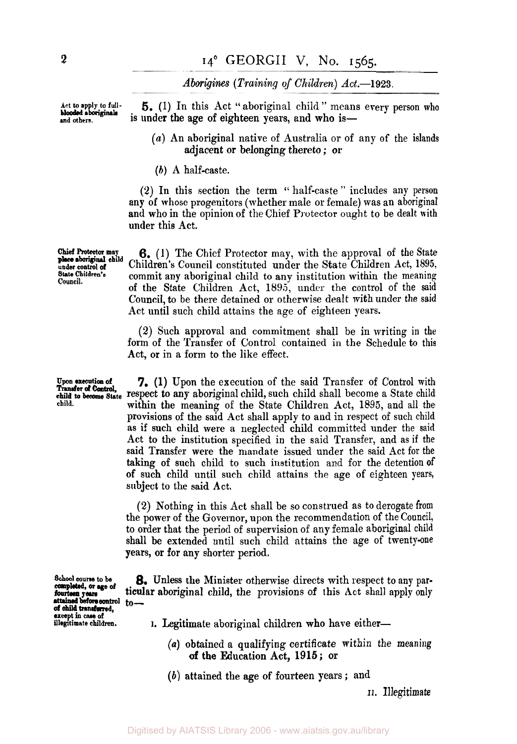**5.** (1) In this Act "aboriginal child" means every person who is under the age of eighteen years, and who is—

*Act to apply to full-blooded aboriginals and others.*

(*a*) An aboriginal native of Australia or of any of the islands adjacent or belonging thereto; or

(*b*) A half-caste.

(2) In this section the term "half-caste" includes any person any of whose progenitors (whether male or female) was an aboriginal and who in the opinion of the Chief Protector ought to be dealt with under this Act.

*Chief Protector may place aboriginal child under control of State Children's Council.*

**6.** (1) The Chief Protector may, with the approval of the State Children's Council constituted under the State Children Act, 1895, commit any aboriginal child to any institution within the meaning of the State Children Act, 1895, under the control of the said Council, to be there detained or otherwise dealt with under the said Act until such child attains the age of eighteen years.

(2) Such approval and commitment shall be in writing in the form of the Transfer of Control contained in the Schedule to this Act, or in a form to the like effect.

*Upon execution of Transfer of Control, child to become State child.*

**7.** (1) Upon the execution of the said Transfer of Control with respect to any aboriginal child, such child shall become a State child within the meaning of the State Children Act, 1895, and all the provisions of the said Act shall apply to and in respect of such child as if such child were a neglected child committed under the said Act to the institution specified in the said Transfer, and as if the said Transfer were the mandate issued under the said Act for the taking of such child to such institution and for the detention of of such child until such child attains the age of eighteen years, subject to the said Act.

(2) Nothing in this Act shall be so construed as to derogate from the power of the Governor, upon the recommendation of the Council, to order that the period of supervision of any female aboriginal child shall be extended until such child attains the age of twenty-one years, or for any shorter period.

*School course to be completed, or age of fourteen years attained before control of child transferred, except in case of illegitimate children.*

**8.** Unless the Minister otherwise directs with respect to any particular aboriginal child, the provisions of this Act shall apply only to—

I. Legitimate aboriginal children who have either—

(*a*) obtained a qualifying certificate within the meaning of the Education Act, 1915; or

(*b*) attained the age of fourteen years; and

II. Illegitimate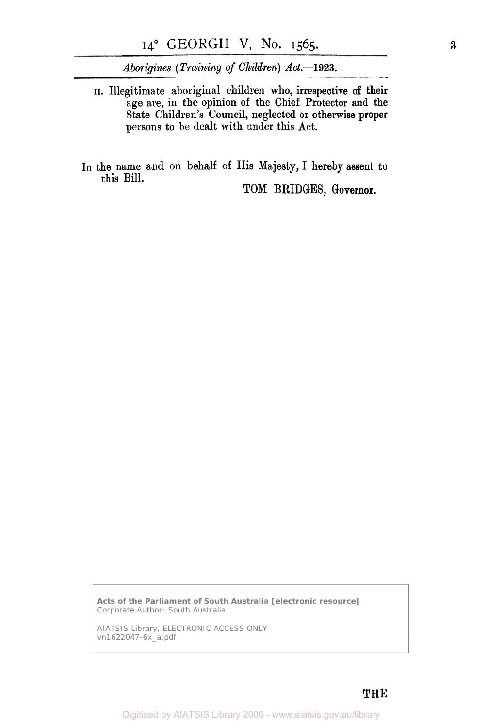II. Illegitimate aboriginal children who, irrespective of their age are, in the opinion of the Chief Protector and the State Children's Council, neglected or otherwise proper persons to be dealt with under this Act.

In the name and on behalf of His Majesty, I hereby assent to this Bill.

TOM BRIDGES, Governor.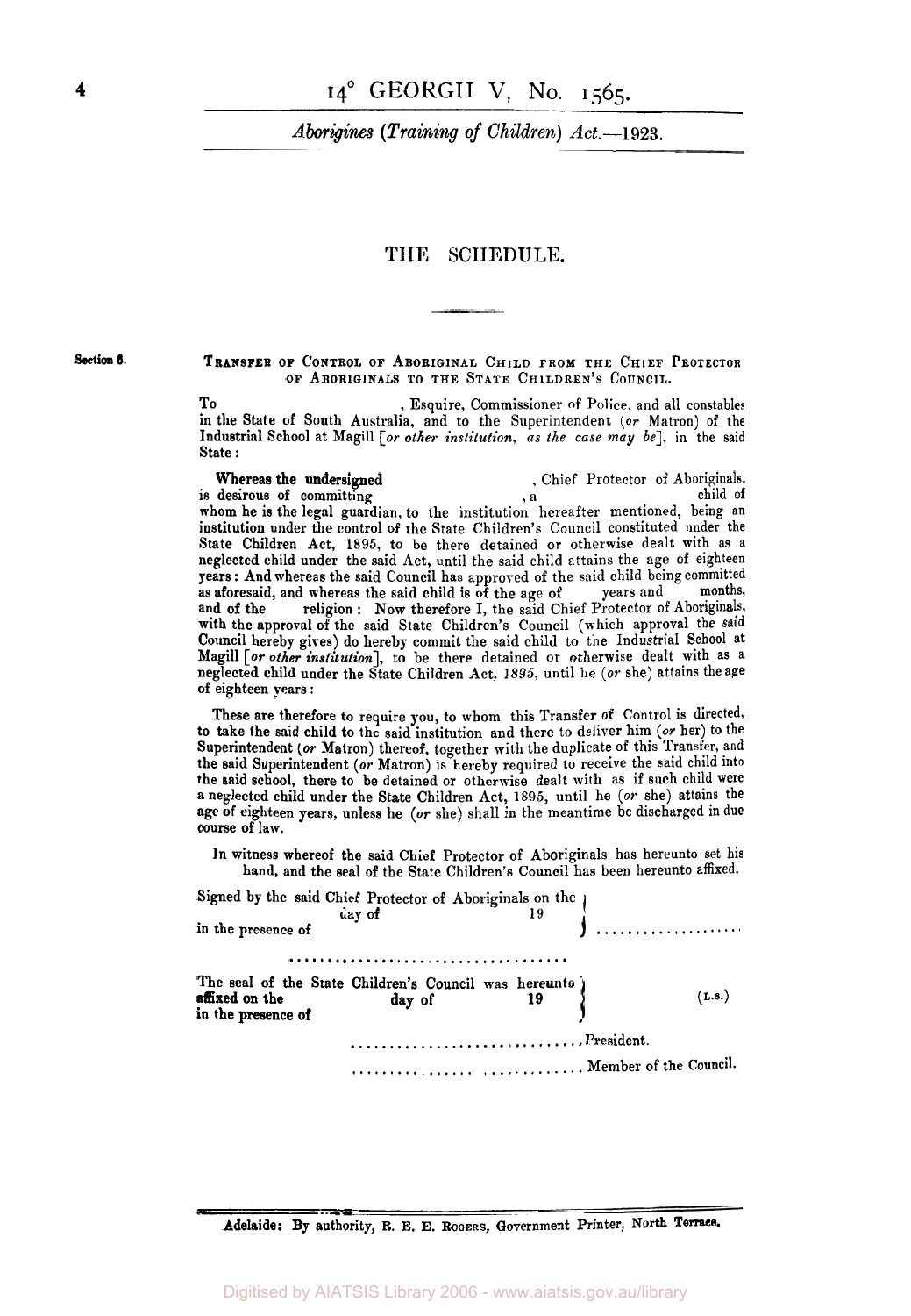# THE SCHEDULE.

Section 6.

**Transfer of Control of Aboriginal Child from the Chief Protector of Aboriginals to the State Children's Council.**

To , Esquire, Commissioner of Police, and all constables in the State of South Australia, and to the Superintendent (*or* Matron) of the Industrial School at Magill [*or other institution, as the case may be*], in the said State:

**Whereas the undersigned** , Chief Protector of Aboriginals, is desirous of committing , a child of whom he is the legal guardian, to the institution hereafter mentioned, being an institution under the control of the State Children's Council constituted under the State Children Act, 1895, to be there detained or otherwise dealt with as a neglected child under the said Act, until the said child attains the age of eighteen years: And whereas the said Council has approved of the said child being committed as aforesaid, and whereas the said child is of the age of years and months, and of the religion: Now therefore I, the said Chief Protector of Aboriginals, with the approval of the said State Children's Council (which approval the said Council hereby gives) do hereby commit the said child to the Industrial School at Magill [*or other institution*], to be there detained or otherwise dealt with as a neglected child under the State Children Act, 1895, until he (*or* she) attains the age of eighteen years:

These are therefore to require you, to whom this Transfer of Control is directed, to take the said child to the said institution and there to deliver him (*or* her) to the Superintendent (*or* Matron) thereof, together with the duplicate of this Transfer, and the said Superintendent (*or* Matron) is hereby required to receive the said child into the said school, there to be detained or otherwise dealt with as if such child were a neglected child under the State Children Act, 1895, until he (*or* she) attains the age of eighteen years, unless he (*or* she) shall in the meantime be discharged in due course of law.

In witness whereof the said Chief Protector of Aboriginals has hereunto set his hand, and the seal of the State Children's Council has been hereunto affixed.

Signed by the said Chief Protector of Aboriginals on the day of 19 in the presence of ....................

....................................

The seal of the State Children's Council was hereunto **affixed on the** day of 19 **in the presence of** (L.S.)

.............................. President.

.............................. Member of the Council.

**Adelaide: By authority, R. E. E. Rogers, Government Printer, North Terrace.**

Digitised by AIATSIS Library 2006 - www.aiatsis.gov.au/library